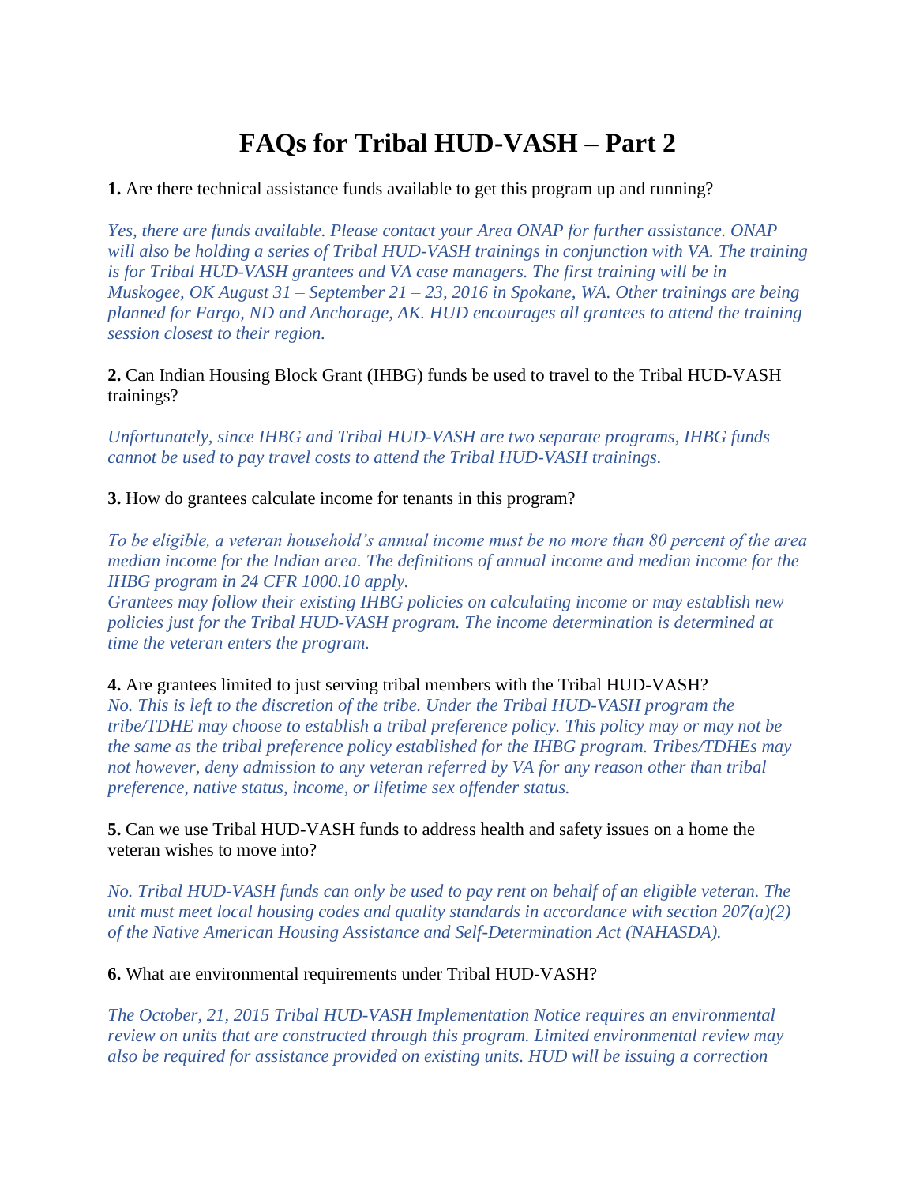# FAQs for Tribal HUD-VASH – Part 2

**1.** Are there technical assistance funds available to get this program up and running?

*Yes, there are funds available. Please contact your Area ONAP for further assistance. ONAP will also be holding a series of Tribal HUD-VASH trainings in conjunction with VA. The training is for Tribal HUD-VASH grantees and VA case managers. The first training will be in Muskogee, OK August 31 – September 21 – 23, 2016 in Spokane, WA. Other trainings are being planned for Fargo, ND and Anchorage, AK. HUD encourages all grantees to attend the training session closest to their region.*

**2.** Can Indian Housing Block Grant (IHBG) funds be used to travel to the Tribal HUD-VASH trainings?

*Unfortunately, since IHBG and Tribal HUD-VASH are two separate programs, IHBG funds cannot be used to pay travel costs to attend the Tribal HUD-VASH trainings.*

**3.** How do grantees calculate income for tenants in this program?

*To be eligible, a veteran household's annual income must be no more than 80 percent of the area median income for the Indian area. The definitions of annual income and median income for the IHBG program in 24 CFR 1000.10 apply.*
*Grantees may follow their existing IHBG policies on calculating income or may establish new policies just for the Tribal HUD-VASH program. The income determination is determined at time the veteran enters the program.*

**4.** Are grantees limited to just serving tribal members with the Tribal HUD-VASH?
*No. This is left to the discretion of the tribe. Under the Tribal HUD-VASH program the tribe/TDHE may choose to establish a tribal preference policy. This policy may or may not be the same as the tribal preference policy established for the IHBG program. Tribes/TDHEs may not however, deny admission to any veteran referred by VA for any reason other than tribal preference, native status, income, or lifetime sex offender status.*

**5.** Can we use Tribal HUD-VASH funds to address health and safety issues on a home the veteran wishes to move into?

*No. Tribal HUD-VASH funds can only be used to pay rent on behalf of an eligible veteran. The unit must meet local housing codes and quality standards in accordance with section 207(a)(2) of the Native American Housing Assistance and Self-Determination Act (NAHASDA).*

**6.** What are environmental requirements under Tribal HUD-VASH?

*The October, 21, 2015 Tribal HUD-VASH Implementation Notice requires an environmental review on units that are constructed through this program. Limited environmental review may also be required for assistance provided on existing units. HUD will be issuing a correction*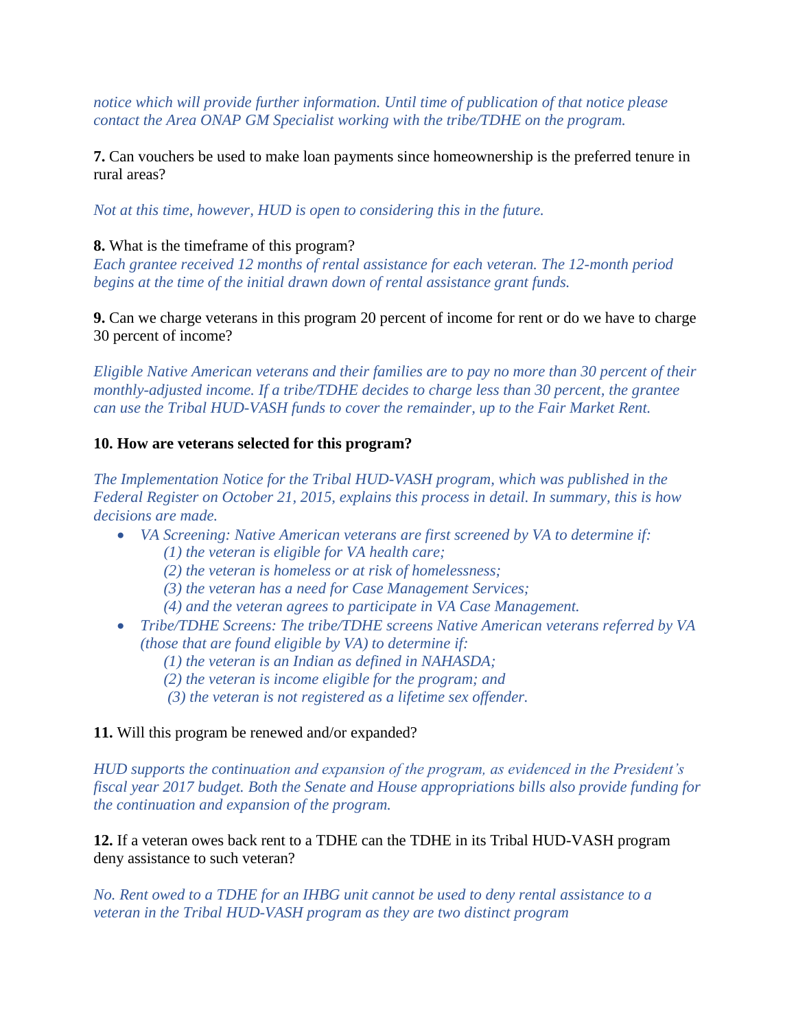*notice which will provide further information. Until time of publication of that notice please contact the Area ONAP GM Specialist working with the tribe/TDHE on the program.*

**7.** Can vouchers be used to make loan payments since homeownership is the preferred tenure in rural areas?

*Not at this time, however, HUD is open to considering this in the future.*

**8.** What is the timeframe of this program?
*Each grantee received 12 months of rental assistance for each veteran. The 12-month period begins at the time of the initial drawn down of rental assistance grant funds.*

**9.** Can we charge veterans in this program 20 percent of income for rent or do we have to charge 30 percent of income?

*Eligible Native American veterans and their families are to pay no more than 30 percent of their monthly-adjusted income. If a tribe/TDHE decides to charge less than 30 percent, the grantee can use the Tribal HUD-VASH funds to cover the remainder, up to the Fair Market Rent.*

**10. How are veterans selected for this program?**

*The Implementation Notice for the Tribal HUD-VASH program, which was published in the Federal Register on October 21, 2015, explains this process in detail. In summary, this is how decisions are made.*

- *VA Screening: Native American veterans are first screened by VA to determine if:*
  - *(1) the veteran is eligible for VA health care;*
  - *(2) the veteran is homeless or at risk of homelessness;*
  - *(3) the veteran has a need for Case Management Services;*
  - *(4) and the veteran agrees to participate in VA Case Management.*
- *Tribe/TDHE Screens: The tribe/TDHE screens Native American veterans referred by VA (those that are found eligible by VA) to determine if:*
  - *(1) the veteran is an Indian as defined in NAHASDA;*
  - *(2) the veteran is income eligible for the program; and*
  - *(3) the veteran is not registered as a lifetime sex offender.*

**11.** Will this program be renewed and/or expanded?

*HUD supports the continuation and expansion of the program, as evidenced in the President's fiscal year 2017 budget. Both the Senate and House appropriations bills also provide funding for the continuation and expansion of the program.*

**12.** If a veteran owes back rent to a TDHE can the TDHE in its Tribal HUD-VASH program deny assistance to such veteran?

*No. Rent owed to a TDHE for an IHBG unit cannot be used to deny rental assistance to a veteran in the Tribal HUD-VASH program as they are two distinct program*